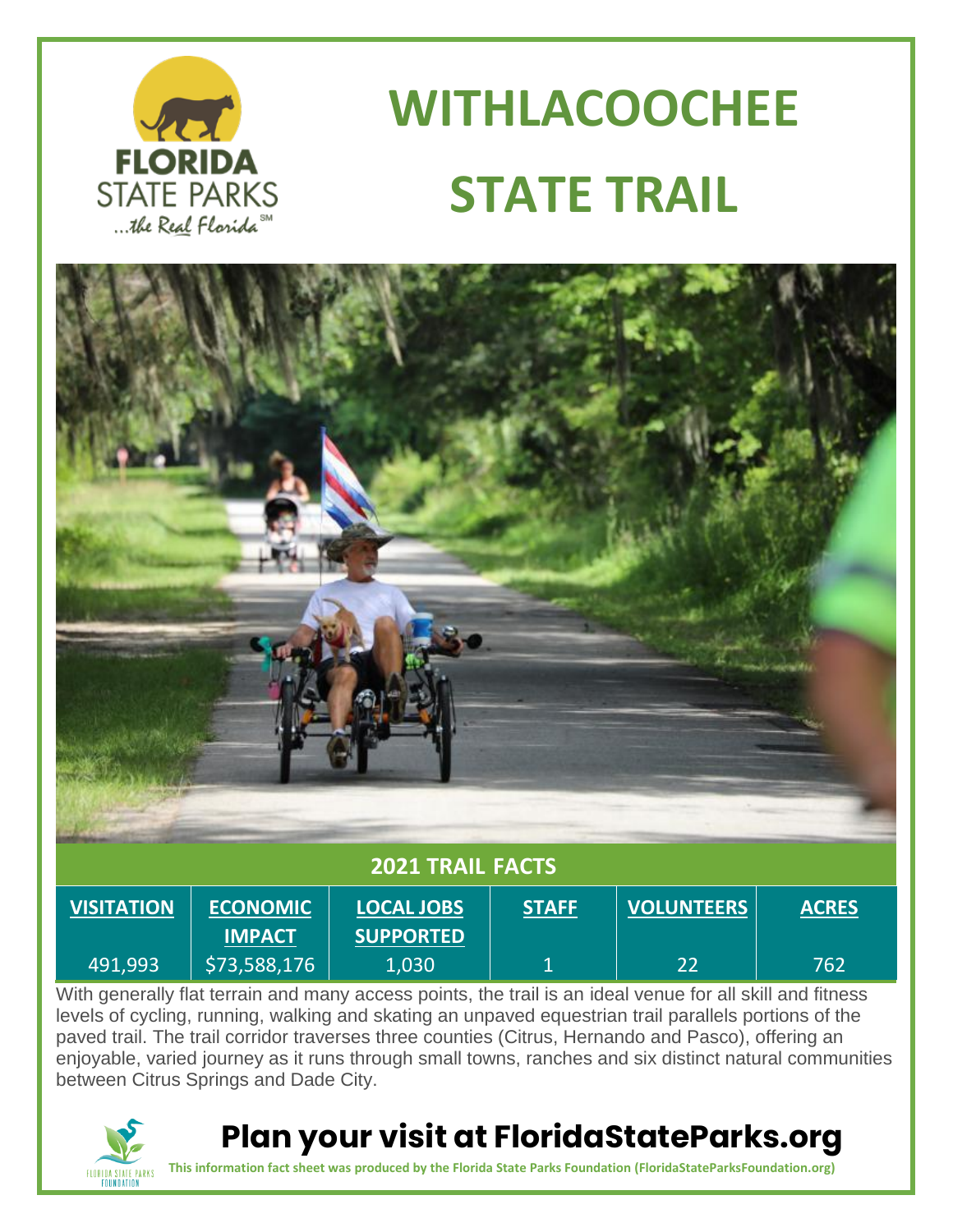# WITHLACOOCHEE STATE TRAIL

## 2021 TRAIL FACTS

| VISITATION | ECONOMIC IMPACT | LOCAL JOBS SUPPORTED | STAFF | VOLUNTEERS | ACRES |
|---|---|---|---|---|---|
| 491,993 | $73,588,176 | 1,030 | 1 | 22 | 762 |

With generally flat terrain and many access points, the trail is an ideal venue for all skill and fitness levels of cycling, running, walking and skating an unpaved equestrian trail parallels portions of the paved trail. The trail corridor traverses three counties (Citrus, Hernando and Pasco), offering an enjoyable, varied journey as it runs through small towns, ranches and six distinct natural communities between Citrus Springs and Dade City.

## Plan your visit at FloridaStateParks.org

**This information fact sheet was produced by the Florida State Parks Foundation (FloridaStateParksFoundation.org)**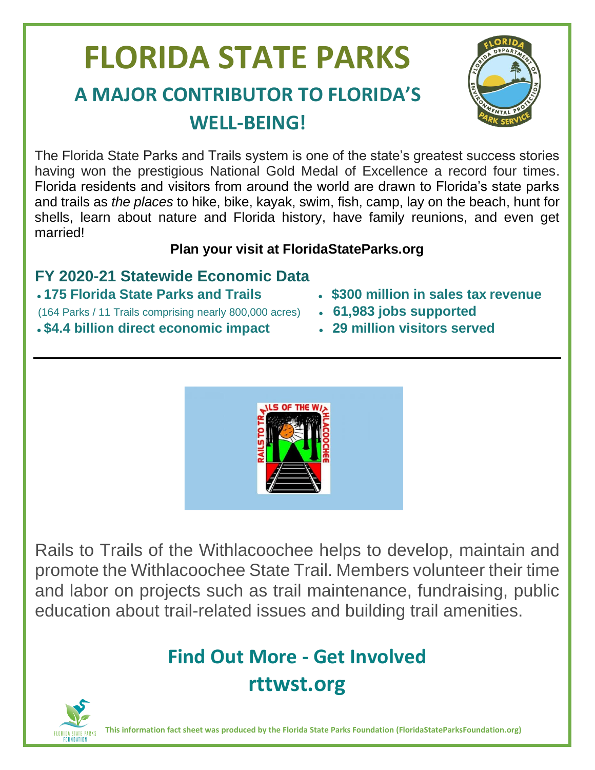# FLORIDA STATE PARKS

## A MAJOR CONTRIBUTOR TO FLORIDA'S WELL-BEING!

The Florida State Parks and Trails system is one of the state's greatest success stories having won the prestigious National Gold Medal of Excellence a record four times. Florida residents and visitors from around the world are drawn to Florida's state parks and trails as *the places* to hike, bike, kayak, swim, fish, camp, lay on the beach, hunt for shells, learn about nature and Florida history, have family reunions, and even get married!

**Plan your visit at FloridaStateParks.org**

### FY 2020-21 Statewide Economic Data

- **175 Florida State Parks and Trails**
  (164 Parks / 11 Trails comprising nearly 800,000 acres)
- **$4.4 billion direct economic impact**
- **$300 million in sales tax revenue**
- **61,983 jobs supported**
- **29 million visitors served**

---

Rails to Trails of the Withlacoochee helps to develop, maintain and promote the Withlacoochee State Trail. Members volunteer their time and labor on projects such as trail maintenance, fundraising, public education about trail-related issues and building trail amenities.

## Find Out More - Get Involved

## rttwst.org

**This information fact sheet was produced by the Florida State Parks Foundation (FloridaStateParksFoundation.org)**